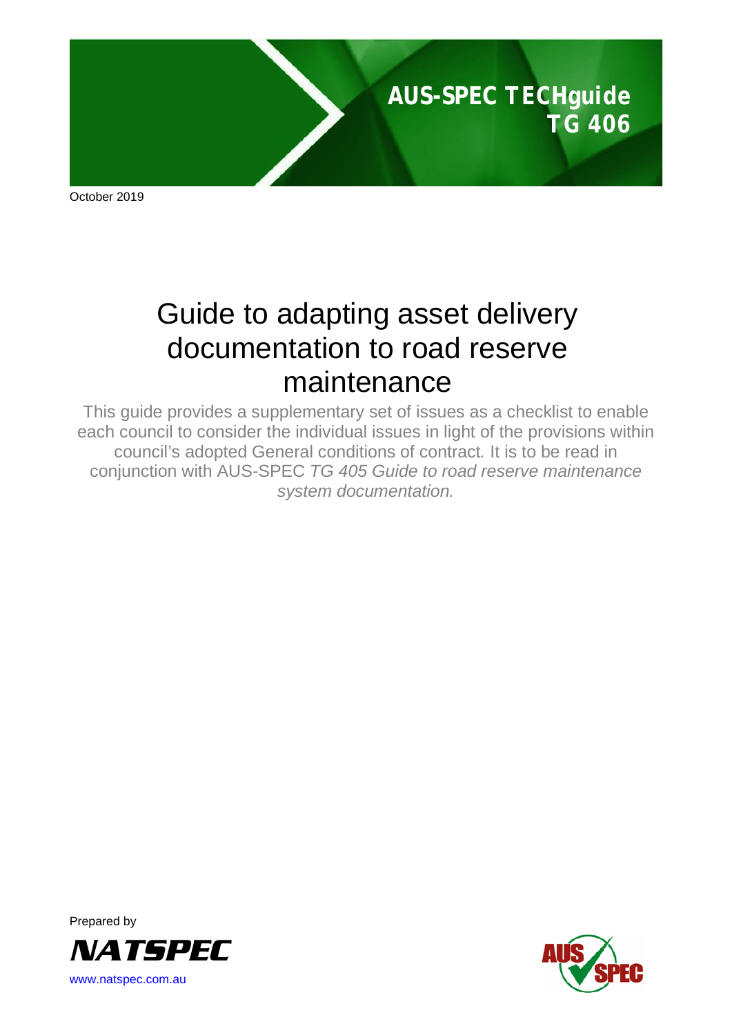**AUS-SPEC TECHguide**
**TG 406**

October 2019

# Guide to adapting asset delivery documentation to road reserve maintenance

This guide provides a supplementary set of issues as a checklist to enable each council to consider the individual issues in light of the provisions within council's adopted General conditions of contract. It is to be read in conjunction with AUS-SPEC *TG 405 Guide to road reserve maintenance system documentation.*

Prepared by

NATSPEC

www.natspec.com.au

AUS SPEC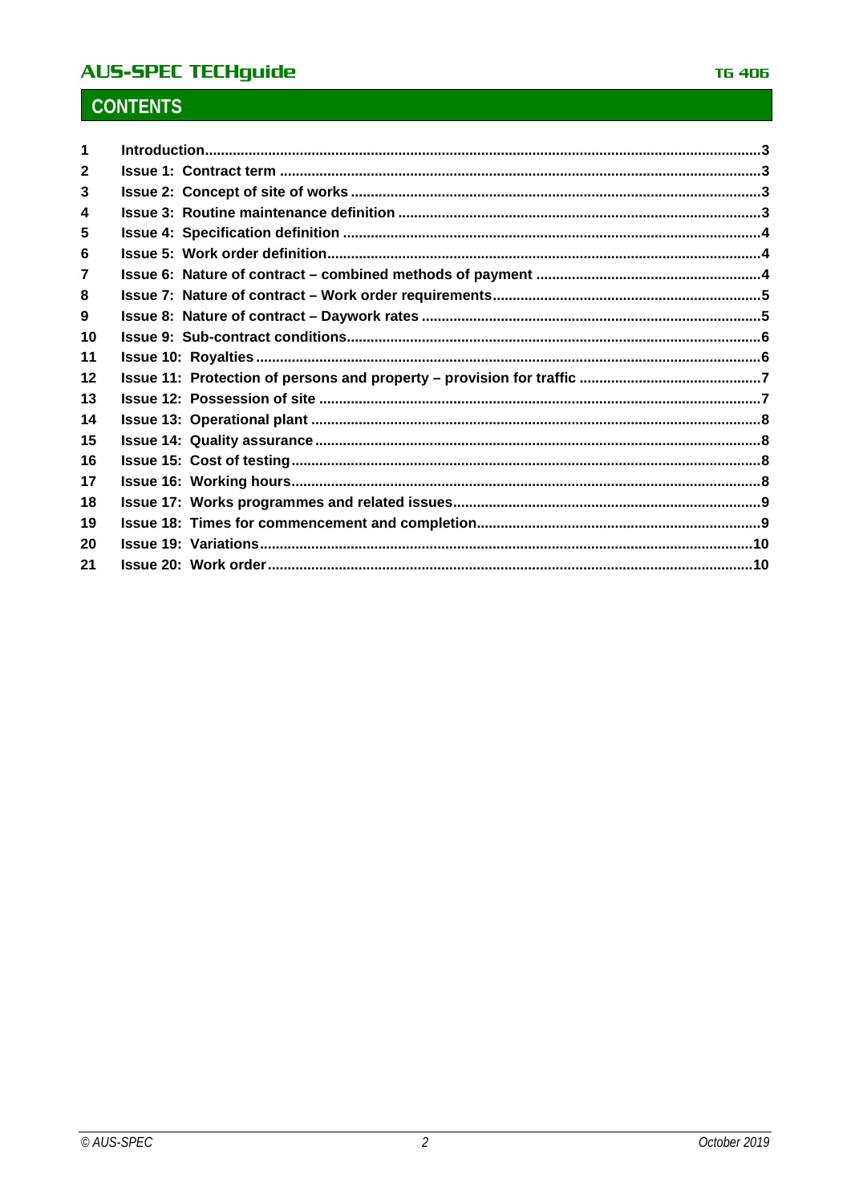## CONTENTS

| | | |
|---|---|---|
| 1 | Introduction | 3 |
| 2 | Issue 1: Contract term | 3 |
| 3 | Issue 2: Concept of site of works | 3 |
| 4 | Issue 3: Routine maintenance definition | 3 |
| 5 | Issue 4: Specification definition | 4 |
| 6 | Issue 5: Work order definition | 4 |
| 7 | Issue 6: Nature of contract – combined methods of payment | 4 |
| 8 | Issue 7: Nature of contract – Work order requirements | 5 |
| 9 | Issue 8: Nature of contract – Daywork rates | 5 |
| 10 | Issue 9: Sub-contract conditions | 6 |
| 11 | Issue 10: Royalties | 6 |
| 12 | Issue 11: Protection of persons and property – provision for traffic | 7 |
| 13 | Issue 12: Possession of site | 7 |
| 14 | Issue 13: Operational plant | 8 |
| 15 | Issue 14: Quality assurance | 8 |
| 16 | Issue 15: Cost of testing | 8 |
| 17 | Issue 16: Working hours | 8 |
| 18 | Issue 17: Works programmes and related issues | 9 |
| 19 | Issue 18: Times for commencement and completion | 9 |
| 20 | Issue 19: Variations | 10 |
| 21 | Issue 20: Work order | 10 |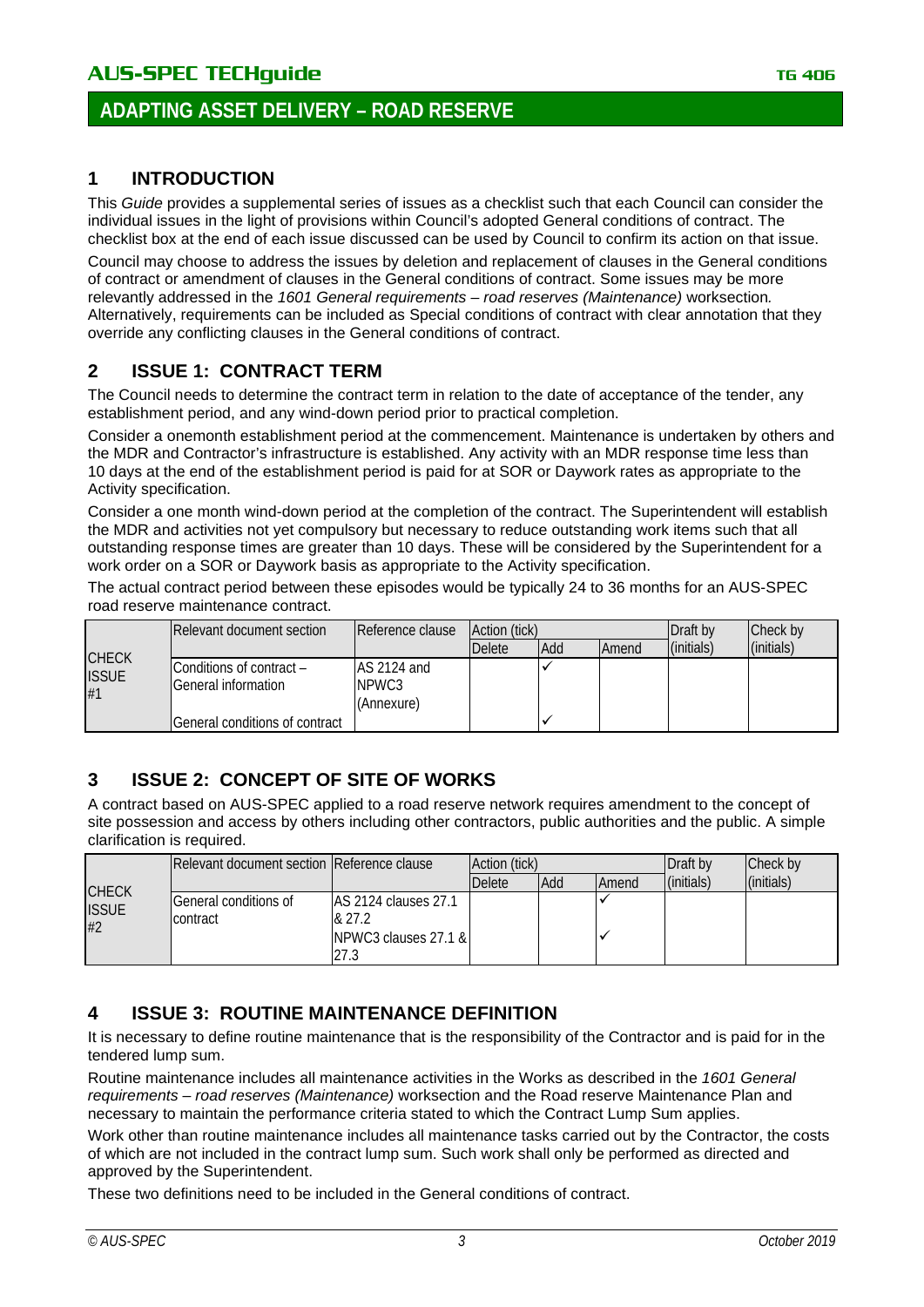## 1 INTRODUCTION

This *Guide* provides a supplemental series of issues as a checklist such that each Council can consider the individual issues in the light of provisions within Council's adopted General conditions of contract. The checklist box at the end of each issue discussed can be used by Council to confirm its action on that issue.

Council may choose to address the issues by deletion and replacement of clauses in the General conditions of contract or amendment of clauses in the General conditions of contract. Some issues may be more relevantly addressed in the *1601 General requirements – road reserves (Maintenance)* worksection. Alternatively, requirements can be included as Special conditions of contract with clear annotation that they override any conflicting clauses in the General conditions of contract.

## 2 ISSUE 1: CONTRACT TERM

The Council needs to determine the contract term in relation to the date of acceptance of the tender, any establishment period, and any wind-down period prior to practical completion.

Consider a onemonth establishment period at the commencement. Maintenance is undertaken by others and the MDR and Contractor's infrastructure is established. Any activity with an MDR response time less than 10 days at the end of the establishment period is paid for at SOR or Daywork rates as appropriate to the Activity specification.

Consider a one month wind-down period at the completion of the contract. The Superintendent will establish the MDR and activities not yet compulsory but necessary to reduce outstanding work items such that all outstanding response times are greater than 10 days. These will be considered by the Superintendent for a work order on a SOR or Daywork basis as appropriate to the Activity specification.

The actual contract period between these episodes would be typically 24 to 36 months for an AUS-SPEC road reserve maintenance contract.

| CHECK ISSUE #1 | Relevant document section | Reference clause | Action (tick) | | | Draft by | Check by |
|---|---|---|---|---|---|---|---|
| | | | Delete | Add | Amend | (initials) | (initials) |
| | Conditions of contract – General information | AS 2124 and NPWC3 (Annexure) | | ✓ | | | |
| | General conditions of contract | | | ✓ | | | |

## 3 ISSUE 2: CONCEPT OF SITE OF WORKS

A contract based on AUS-SPEC applied to a road reserve network requires amendment to the concept of site possession and access by others including other contractors, public authorities and the public. A simple clarification is required.

| CHECK ISSUE #2 | Relevant document section | Reference clause | Action (tick) | | | Draft by | Check by |
|---|---|---|---|---|---|---|---|
| | | | Delete | Add | Amend | (initials) | (initials) |
| | General conditions of contract | AS 2124 clauses 27.1 & 27.2 | | | ✓ | | |
| | | NPWC3 clauses 27.1 & 27.3 | | | ✓ | | |

## 4 ISSUE 3: ROUTINE MAINTENANCE DEFINITION

It is necessary to define routine maintenance that is the responsibility of the Contractor and is paid for in the tendered lump sum.

Routine maintenance includes all maintenance activities in the Works as described in the *1601 General requirements – road reserves (Maintenance)* worksection and the Road reserve Maintenance Plan and necessary to maintain the performance criteria stated to which the Contract Lump Sum applies.

Work other than routine maintenance includes all maintenance tasks carried out by the Contractor, the costs of which are not included in the contract lump sum. Such work shall only be performed as directed and approved by the Superintendent.

These two definitions need to be included in the General conditions of contract.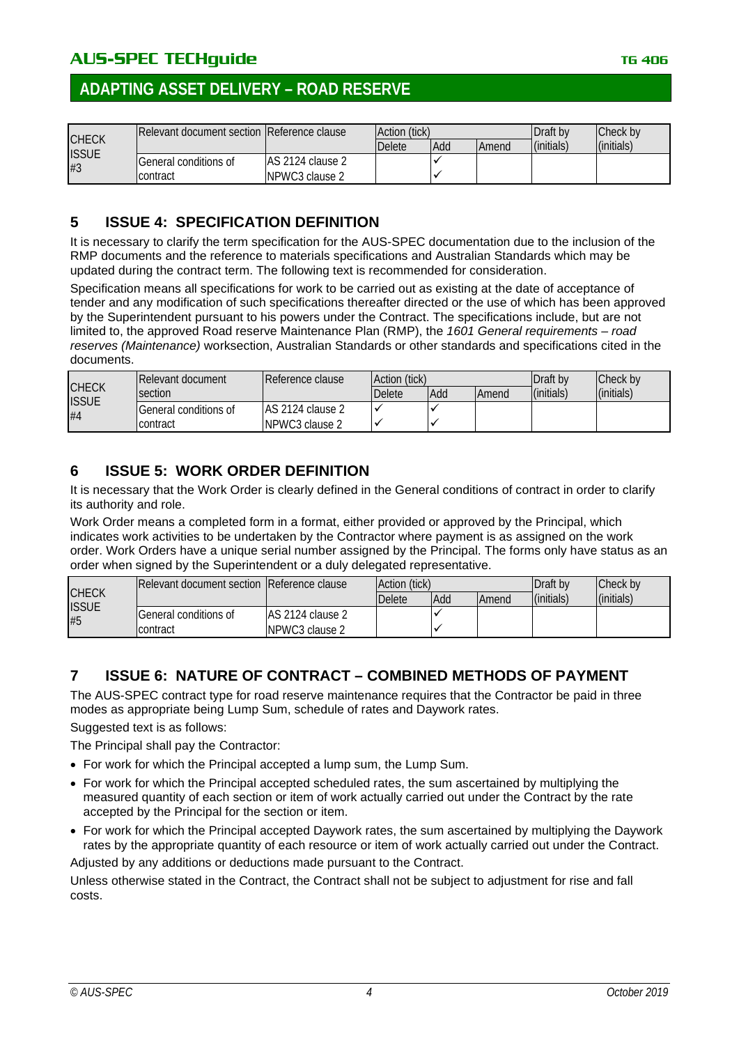| CHECK ISSUE #3 | Relevant document section | Reference clause | Action (tick) | | | Draft by | Check by |
|---|---|---|---|---|---|---|---|
| | | | Delete | Add | Amend | (initials) | (initials) |
| | General conditions of contract | AS 2124 clause 2 | | ✓ | | | |
| | | NPWC3 clause 2 | | ✓ | | | |

## 5 ISSUE 4: SPECIFICATION DEFINITION

It is necessary to clarify the term specification for the AUS-SPEC documentation due to the inclusion of the RMP documents and the reference to materials specifications and Australian Standards which may be updated during the contract term. The following text is recommended for consideration.

Specification means all specifications for work to be carried out as existing at the date of acceptance of tender and any modification of such specifications thereafter directed or the use of which has been approved by the Superintendent pursuant to his powers under the Contract. The specifications include, but are not limited to, the approved Road reserve Maintenance Plan (RMP), the *1601 General requirements – road reserves (Maintenance)* worksection, Australian Standards or other standards and specifications cited in the documents.

| CHECK ISSUE #4 | Relevant document section | Reference clause | Action (tick) | | | Draft by | Check by |
|---|---|---|---|---|---|---|---|
| | | | Delete | Add | Amend | (initials) | (initials) |
| | General conditions of contract | AS 2124 clause 2 | ✓ | ✓ | | | |
| | | NPWC3 clause 2 | ✓ | ✓ | | | |

## 6 ISSUE 5: WORK ORDER DEFINITION

It is necessary that the Work Order is clearly defined in the General conditions of contract in order to clarify its authority and role.

Work Order means a completed form in a format, either provided or approved by the Principal, which indicates work activities to be undertaken by the Contractor where payment is as assigned on the work order. Work Orders have a unique serial number assigned by the Principal. The forms only have status as an order when signed by the Superintendent or a duly delegated representative.

| CHECK ISSUE #5 | Relevant document section | Reference clause | Action (tick) | | | Draft by | Check by |
|---|---|---|---|---|---|---|---|
| | | | Delete | Add | Amend | (initials) | (initials) |
| | General conditions of contract | AS 2124 clause 2 | | ✓ | | | |
| | | NPWC3 clause 2 | | ✓ | | | |

## 7 ISSUE 6: NATURE OF CONTRACT – COMBINED METHODS OF PAYMENT

The AUS-SPEC contract type for road reserve maintenance requires that the Contractor be paid in three modes as appropriate being Lump Sum, schedule of rates and Daywork rates.

Suggested text is as follows:

The Principal shall pay the Contractor:

- For work for which the Principal accepted a lump sum, the Lump Sum.
- For work for which the Principal accepted scheduled rates, the sum ascertained by multiplying the measured quantity of each section or item of work actually carried out under the Contract by the rate accepted by the Principal for the section or item.
- For work for which the Principal accepted Daywork rates, the sum ascertained by multiplying the Daywork rates by the appropriate quantity of each resource or item of work actually carried out under the Contract.

Adjusted by any additions or deductions made pursuant to the Contract.

Unless otherwise stated in the Contract, the Contract shall not be subject to adjustment for rise and fall costs.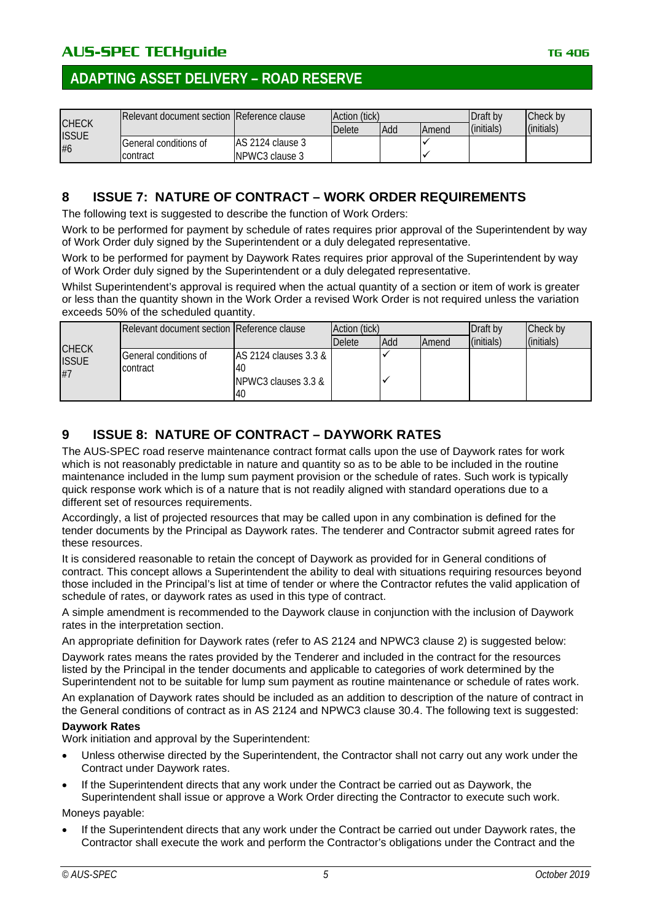| CHECK ISSUE #6 | Relevant document section | Reference clause | Action (tick) | | | Draft by (initials) | Check by (initials) |
|---|---|---|---|---|---|---|---|
| | | | Delete | Add | Amend | | |
| | General conditions of contract | AS 2124 clause 3 | | | ✓ | | |
| | | NPWC3 clause 3 | | | ✓ | | |

## 8 ISSUE 7: NATURE OF CONTRACT – WORK ORDER REQUIREMENTS

The following text is suggested to describe the function of Work Orders:

Work to be performed for payment by schedule of rates requires prior approval of the Superintendent by way of Work Order duly signed by the Superintendent or a duly delegated representative.

Work to be performed for payment by Daywork Rates requires prior approval of the Superintendent by way of Work Order duly signed by the Superintendent or a duly delegated representative.

Whilst Superintendent's approval is required when the actual quantity of a section or item of work is greater or less than the quantity shown in the Work Order a revised Work Order is not required unless the variation exceeds 50% of the scheduled quantity.

| CHECK ISSUE #7 | Relevant document section | Reference clause | Action (tick) | | | Draft by (initials) | Check by (initials) |
|---|---|---|---|---|---|---|---|
| | | | Delete | Add | Amend | | |
| | General conditions of contract | AS 2124 clauses 3.3 & 40 | | ✓ | | | |
| | | NPWC3 clauses 3.3 & 40 | | ✓ | | | |

## 9 ISSUE 8: NATURE OF CONTRACT – DAYWORK RATES

The AUS-SPEC road reserve maintenance contract format calls upon the use of Daywork rates for work which is not reasonably predictable in nature and quantity so as to be able to be included in the routine maintenance included in the lump sum payment provision or the schedule of rates. Such work is typically quick response work which is of a nature that is not readily aligned with standard operations due to a different set of resources requirements.

Accordingly, a list of projected resources that may be called upon in any combination is defined for the tender documents by the Principal as Daywork rates. The tenderer and Contractor submit agreed rates for these resources.

It is considered reasonable to retain the concept of Daywork as provided for in General conditions of contract. This concept allows a Superintendent the ability to deal with situations requiring resources beyond those included in the Principal's list at time of tender or where the Contractor refutes the valid application of schedule of rates, or daywork rates as used in this type of contract.

A simple amendment is recommended to the Daywork clause in conjunction with the inclusion of Daywork rates in the interpretation section.

An appropriate definition for Daywork rates (refer to AS 2124 and NPWC3 clause 2) is suggested below:

Daywork rates means the rates provided by the Tenderer and included in the contract for the resources listed by the Principal in the tender documents and applicable to categories of work determined by the Superintendent not to be suitable for lump sum payment as routine maintenance or schedule of rates work.

An explanation of Daywork rates should be included as an addition to description of the nature of contract in the General conditions of contract as in AS 2124 and NPWC3 clause 30.4. The following text is suggested:

**Daywork Rates**

Work initiation and approval by the Superintendent:

- Unless otherwise directed by the Superintendent, the Contractor shall not carry out any work under the Contract under Daywork rates.
- If the Superintendent directs that any work under the Contract be carried out as Daywork, the Superintendent shall issue or approve a Work Order directing the Contractor to execute such work.

Moneys payable:

- If the Superintendent directs that any work under the Contract be carried out under Daywork rates, the Contractor shall execute the work and perform the Contractor's obligations under the Contract and the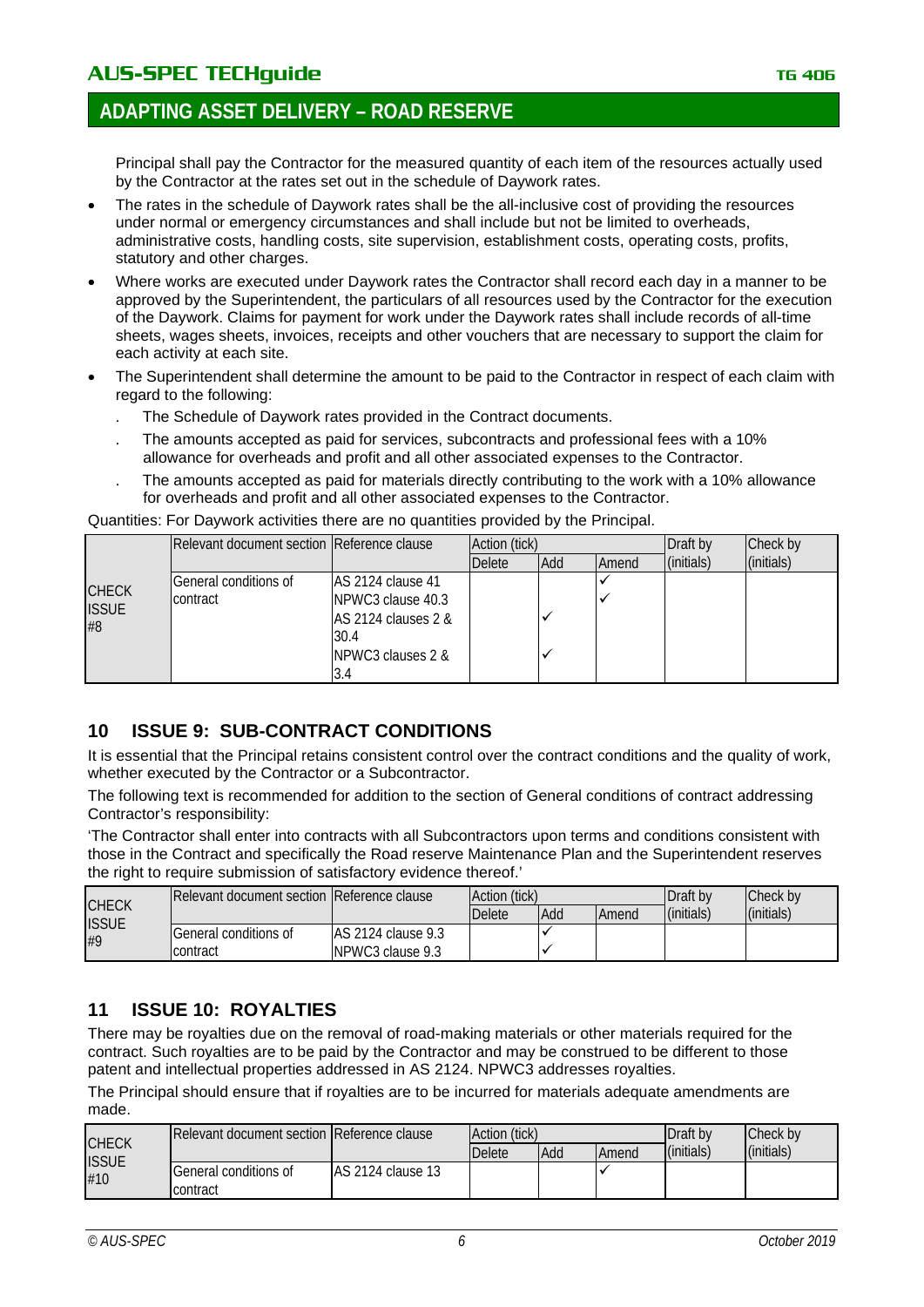Principal shall pay the Contractor for the measured quantity of each item of the resources actually used by the Contractor at the rates set out in the schedule of Daywork rates.

- The rates in the schedule of Daywork rates shall be the all-inclusive cost of providing the resources under normal or emergency circumstances and shall include but not be limited to overheads, administrative costs, handling costs, site supervision, establishment costs, operating costs, profits, statutory and other charges.
- Where works are executed under Daywork rates the Contractor shall record each day in a manner to be approved by the Superintendent, the particulars of all resources used by the Contractor for the execution of the Daywork. Claims for payment for work under the Daywork rates shall include records of all-time sheets, wages sheets, invoices, receipts and other vouchers that are necessary to support the claim for each activity at each site.
- The Superintendent shall determine the amount to be paid to the Contractor in respect of each claim with regard to the following:
  - . The Schedule of Daywork rates provided in the Contract documents.
  - . The amounts accepted as paid for services, subcontracts and professional fees with a 10% allowance for overheads and profit and all other associated expenses to the Contractor.
  - . The amounts accepted as paid for materials directly contributing to the work with a 10% allowance for overheads and profit and all other associated expenses to the Contractor.

Quantities: For Daywork activities there are no quantities provided by the Principal.

| | Relevant document section | Reference clause | Action (tick) | | | Draft by | Check by |
|---|---|---|---|---|---|---|---|
| | | | Delete | Add | Amend | (initials) | (initials) |
| CHECK ISSUE #8 | General conditions of contract | AS 2124 clause 41 | | | ✓ | | |
| | | NPWC3 clause 40.3 | | | ✓ | | |
| | | AS 2124 clauses 2 & 30.4 | | ✓ | | | |
| | | NPWC3 clauses 2 & 3.4 | | ✓ | | | |

## 10 ISSUE 9: SUB-CONTRACT CONDITIONS

It is essential that the Principal retains consistent control over the contract conditions and the quality of work, whether executed by the Contractor or a Subcontractor.

The following text is recommended for addition to the section of General conditions of contract addressing Contractor's responsibility:

'The Contractor shall enter into contracts with all Subcontractors upon terms and conditions consistent with those in the Contract and specifically the Road reserve Maintenance Plan and the Superintendent reserves the right to require submission of satisfactory evidence thereof.'

| | Relevant document section | Reference clause | Action (tick) | | | Draft by | Check by |
|---|---|---|---|---|---|---|---|
| | | | Delete | Add | Amend | (initials) | (initials) |
| CHECK ISSUE #9 | General conditions of contract | AS 2124 clause 9.3 | | ✓ | | | |
| | | NPWC3 clause 9.3 | | ✓ | | | |

## 11 ISSUE 10: ROYALTIES

There may be royalties due on the removal of road-making materials or other materials required for the contract. Such royalties are to be paid by the Contractor and may be construed to be different to those patent and intellectual properties addressed in AS 2124. NPWC3 addresses royalties.

The Principal should ensure that if royalties are to be incurred for materials adequate amendments are made.

| | Relevant document section | Reference clause | Action (tick) | | | Draft by | Check by |
|---|---|---|---|---|---|---|---|
| | | | Delete | Add | Amend | (initials) | (initials) |
| CHECK ISSUE #10 | General conditions of contract | AS 2124 clause 13 | | | ✓ | | |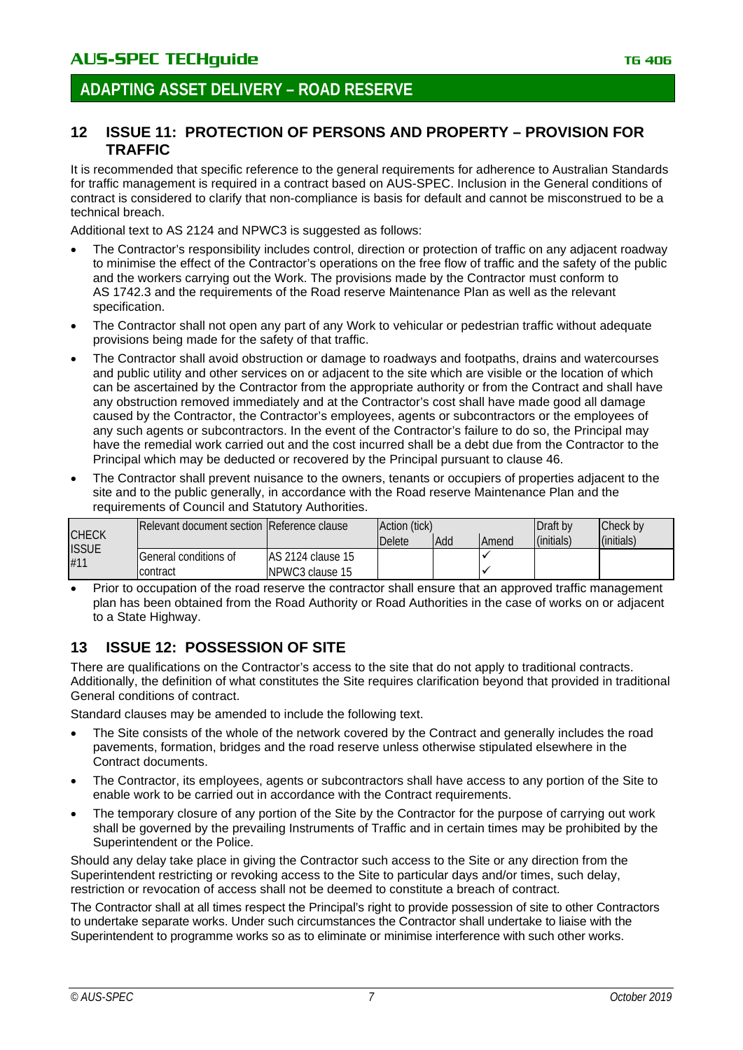## 12 ISSUE 11: PROTECTION OF PERSONS AND PROPERTY – PROVISION FOR TRAFFIC

It is recommended that specific reference to the general requirements for adherence to Australian Standards for traffic management is required in a contract based on AUS-SPEC. Inclusion in the General conditions of contract is considered to clarify that non-compliance is basis for default and cannot be misconstrued to be a technical breach.

Additional text to AS 2124 and NPWC3 is suggested as follows:

- The Contractor's responsibility includes control, direction or protection of traffic on any adjacent roadway to minimise the effect of the Contractor's operations on the free flow of traffic and the safety of the public and the workers carrying out the Work. The provisions made by the Contractor must conform to AS 1742.3 and the requirements of the Road reserve Maintenance Plan as well as the relevant specification.
- The Contractor shall not open any part of any Work to vehicular or pedestrian traffic without adequate provisions being made for the safety of that traffic.
- The Contractor shall avoid obstruction or damage to roadways and footpaths, drains and watercourses and public utility and other services on or adjacent to the site which are visible or the location of which can be ascertained by the Contractor from the appropriate authority or from the Contract and shall have any obstruction removed immediately and at the Contractor's cost shall have made good all damage caused by the Contractor, the Contractor's employees, agents or subcontractors or the employees of any such agents or subcontractors. In the event of the Contractor's failure to do so, the Principal may have the remedial work carried out and the cost incurred shall be a debt due from the Contractor to the Principal which may be deducted or recovered by the Principal pursuant to clause 46.
- The Contractor shall prevent nuisance to the owners, tenants or occupiers of properties adjacent to the site and to the public generally, in accordance with the Road reserve Maintenance Plan and the requirements of Council and Statutory Authorities.

| CHECK ISSUE #11 | Relevant document section | Reference clause | Action (tick) | | | Draft by (initials) | Check by (initials) |
|---|---|---|---|---|---|---|---|
| | | | Delete | Add | Amend | | |
| | General conditions of contract | AS 2124 clause 15 | | | ✓ | | |
| | | NPWC3 clause 15 | | | ✓ | | |

- Prior to occupation of the road reserve the contractor shall ensure that an approved traffic management plan has been obtained from the Road Authority or Road Authorities in the case of works on or adjacent to a State Highway.

## 13 ISSUE 12: POSSESSION OF SITE

There are qualifications on the Contractor's access to the site that do not apply to traditional contracts. Additionally, the definition of what constitutes the Site requires clarification beyond that provided in traditional General conditions of contract.

Standard clauses may be amended to include the following text.

- The Site consists of the whole of the network covered by the Contract and generally includes the road pavements, formation, bridges and the road reserve unless otherwise stipulated elsewhere in the Contract documents.
- The Contractor, its employees, agents or subcontractors shall have access to any portion of the Site to enable work to be carried out in accordance with the Contract requirements.
- The temporary closure of any portion of the Site by the Contractor for the purpose of carrying out work shall be governed by the prevailing Instruments of Traffic and in certain times may be prohibited by the Superintendent or the Police.

Should any delay take place in giving the Contractor such access to the Site or any direction from the Superintendent restricting or revoking access to the Site to particular days and/or times, such delay, restriction or revocation of access shall not be deemed to constitute a breach of contract.

The Contractor shall at all times respect the Principal's right to provide possession of site to other Contractors to undertake separate works. Under such circumstances the Contractor shall undertake to liaise with the Superintendent to programme works so as to eliminate or minimise interference with such other works.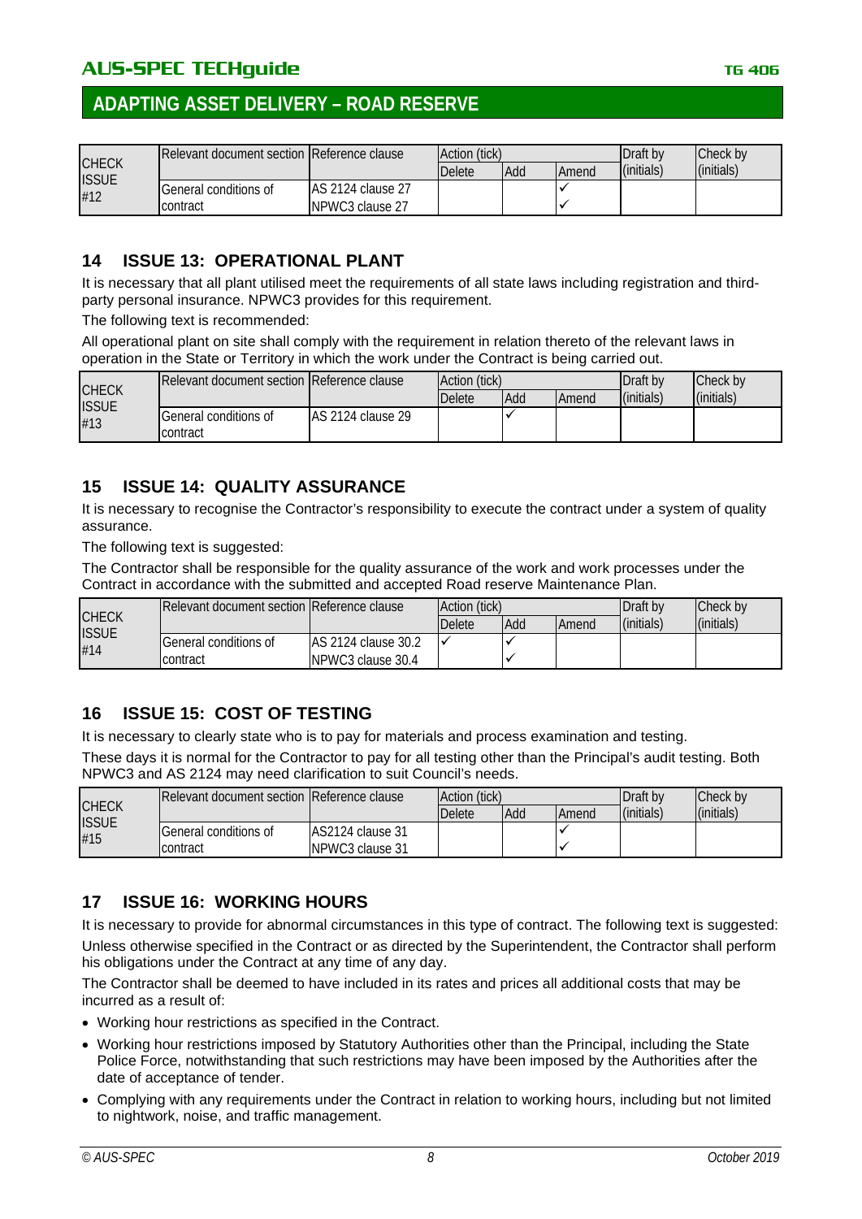| CHECK ISSUE #12 | Relevant document section | Reference clause | Action (tick) | | | Draft by (initials) | Check by (initials) |
|---|---|---|---|---|---|---|---|
| | | | Delete | Add | Amend | | |
| | General conditions of contract | AS 2124 clause 27<br>NPWC3 clause 27 | | | ✓<br>✓ | | |

## 14 ISSUE 13: OPERATIONAL PLANT

It is necessary that all plant utilised meet the requirements of all state laws including registration and third-party personal insurance. NPWC3 provides for this requirement.

The following text is recommended:

All operational plant on site shall comply with the requirement in relation thereto of the relevant laws in operation in the State or Territory in which the work under the Contract is being carried out.

| CHECK ISSUE #13 | Relevant document section | Reference clause | Action (tick) | | | Draft by (initials) | Check by (initials) |
|---|---|---|---|---|---|---|---|
| | | | Delete | Add | Amend | | |
| | General conditions of contract | AS 2124 clause 29 | | ✓ | | | |

## 15 ISSUE 14: QUALITY ASSURANCE

It is necessary to recognise the Contractor's responsibility to execute the contract under a system of quality assurance.

The following text is suggested:

The Contractor shall be responsible for the quality assurance of the work and work processes under the Contract in accordance with the submitted and accepted Road reserve Maintenance Plan.

| CHECK ISSUE #14 | Relevant document section | Reference clause | Action (tick) | | | Draft by (initials) | Check by (initials) |
|---|---|---|---|---|---|---|---|
| | | | Delete | Add | Amend | | |
| | General conditions of contract | AS 2124 clause 30.2<br>NPWC3 clause 30.4 | ✓ | ✓<br>✓ | | | |

## 16 ISSUE 15: COST OF TESTING

It is necessary to clearly state who is to pay for materials and process examination and testing.

These days it is normal for the Contractor to pay for all testing other than the Principal's audit testing. Both NPWC3 and AS 2124 may need clarification to suit Council's needs.

| CHECK ISSUE #15 | Relevant document section | Reference clause | Action (tick) | | | Draft by (initials) | Check by (initials) |
|---|---|---|---|---|---|---|---|
| | | | Delete | Add | Amend | | |
| | General conditions of contract | AS2124 clause 31<br>NPWC3 clause 31 | | | ✓<br>✓ | | |

## 17 ISSUE 16: WORKING HOURS

It is necessary to provide for abnormal circumstances in this type of contract. The following text is suggested:

Unless otherwise specified in the Contract or as directed by the Superintendent, the Contractor shall perform his obligations under the Contract at any time of any day.

The Contractor shall be deemed to have included in its rates and prices all additional costs that may be incurred as a result of:

- Working hour restrictions as specified in the Contract.
- Working hour restrictions imposed by Statutory Authorities other than the Principal, including the State Police Force, notwithstanding that such restrictions may have been imposed by the Authorities after the date of acceptance of tender.
- Complying with any requirements under the Contract in relation to working hours, including but not limited to nightwork, noise, and traffic management.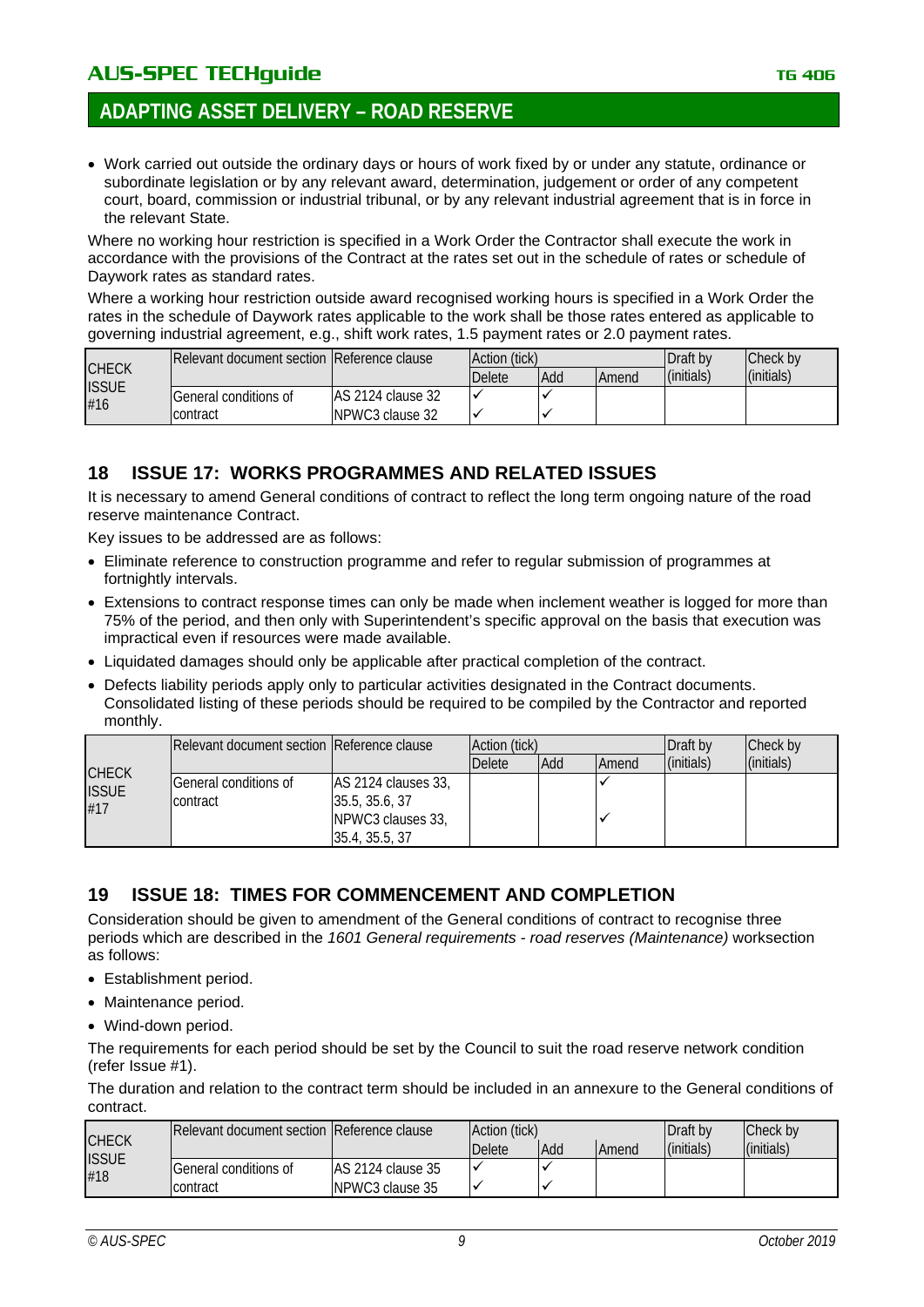- Work carried out outside the ordinary days or hours of work fixed by or under any statute, ordinance or subordinate legislation or by any relevant award, determination, judgement or order of any competent court, board, commission or industrial tribunal, or by any relevant industrial agreement that is in force in the relevant State.

Where no working hour restriction is specified in a Work Order the Contractor shall execute the work in accordance with the provisions of the Contract at the rates set out in the schedule of rates or schedule of Daywork rates as standard rates.

Where a working hour restriction outside award recognised working hours is specified in a Work Order the rates in the schedule of Daywork rates applicable to the work shall be those rates entered as applicable to governing industrial agreement, e.g., shift work rates, 1.5 payment rates or 2.0 payment rates.

| CHECK ISSUE #16 | Relevant document section | Reference clause | Action (tick) | | | Draft by | Check by |
|---|---|---|---|---|---|---|---|
| | | | Delete | Add | Amend | (initials) | (initials) |
| | General conditions of contract | AS 2124 clause 32 | ✓ | ✓ | | | |
| | | NPWC3 clause 32 | ✓ | ✓ | | | |

## 18 ISSUE 17: WORKS PROGRAMMES AND RELATED ISSUES

It is necessary to amend General conditions of contract to reflect the long term ongoing nature of the road reserve maintenance Contract.

Key issues to be addressed are as follows:

- Eliminate reference to construction programme and refer to regular submission of programmes at fortnightly intervals.
- Extensions to contract response times can only be made when inclement weather is logged for more than 75% of the period, and then only with Superintendent's specific approval on the basis that execution was impractical even if resources were made available.
- Liquidated damages should only be applicable after practical completion of the contract.
- Defects liability periods apply only to particular activities designated in the Contract documents. Consolidated listing of these periods should be required to be compiled by the Contractor and reported monthly.

| CHECK ISSUE #17 | Relevant document section | Reference clause | Action (tick) | | | Draft by | Check by |
|---|---|---|---|---|---|---|---|
| | | | Delete | Add | Amend | (initials) | (initials) |
| | General conditions of contract | AS 2124 clauses 33, 35.5, 35.6, 37 | | | ✓ | | |
| | | NPWC3 clauses 33, 35.4, 35.5, 37 | | | ✓ | | |

## 19 ISSUE 18: TIMES FOR COMMENCEMENT AND COMPLETION

Consideration should be given to amendment of the General conditions of contract to recognise three periods which are described in the *1601 General requirements - road reserves (Maintenance)* worksection as follows:

- Establishment period.
- Maintenance period.
- Wind-down period.

The requirements for each period should be set by the Council to suit the road reserve network condition (refer Issue #1).

The duration and relation to the contract term should be included in an annexure to the General conditions of contract.

| CHECK ISSUE #18 | Relevant document section | Reference clause | Action (tick) | | | Draft by | Check by |
|---|---|---|---|---|---|---|---|
| | | | Delete | Add | Amend | (initials) | (initials) |
| | General conditions of contract | AS 2124 clause 35 | ✓ | ✓ | | | |
| | | NPWC3 clause 35 | ✓ | ✓ | | | |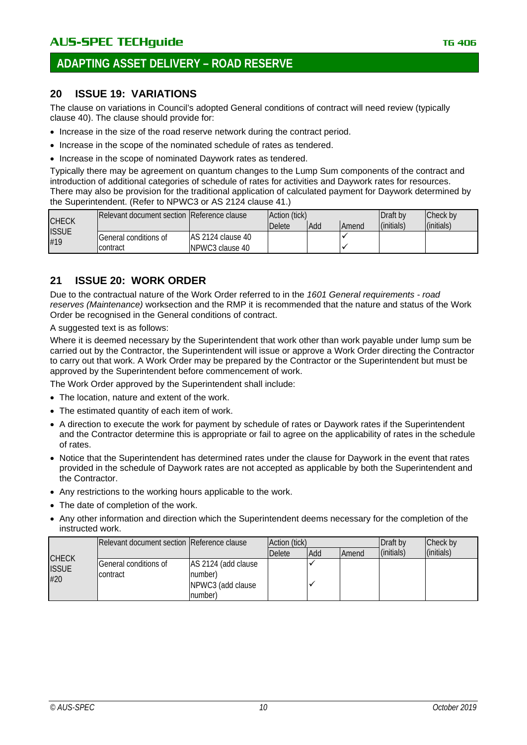## 20 ISSUE 19: VARIATIONS

The clause on variations in Council's adopted General conditions of contract will need review (typically clause 40). The clause should provide for:

- Increase in the size of the road reserve network during the contract period.
- Increase in the scope of the nominated schedule of rates as tendered.
- Increase in the scope of nominated Daywork rates as tendered.

Typically there may be agreement on quantum changes to the Lump Sum components of the contract and introduction of additional categories of schedule of rates for activities and Daywork rates for resources. There may also be provision for the traditional application of calculated payment for Daywork determined by the Superintendent. (Refer to NPWC3 or AS 2124 clause 41.)

| CHECK ISSUE #19 | Relevant document section | Reference clause | Action (tick) | | | Draft by (initials) | Check by (initials) |
|---|---|---|---|---|---|---|---|
| | | | Delete | Add | Amend | | |
| | General conditions of contract | AS 2124 clause 40 | | | ✓ | | |
| | | NPWC3 clause 40 | | | ✓ | | |

## 21 ISSUE 20: WORK ORDER

Due to the contractual nature of the Work Order referred to in the *1601 General requirements - road reserves (Maintenance)* worksection and the RMP it is recommended that the nature and status of the Work Order be recognised in the General conditions of contract.

A suggested text is as follows:

Where it is deemed necessary by the Superintendent that work other than work payable under lump sum be carried out by the Contractor, the Superintendent will issue or approve a Work Order directing the Contractor to carry out that work. A Work Order may be prepared by the Contractor or the Superintendent but must be approved by the Superintendent before commencement of work.

The Work Order approved by the Superintendent shall include:

- The location, nature and extent of the work.
- The estimated quantity of each item of work.
- A direction to execute the work for payment by schedule of rates or Daywork rates if the Superintendent and the Contractor determine this is appropriate or fail to agree on the applicability of rates in the schedule of rates.
- Notice that the Superintendent has determined rates under the clause for Daywork in the event that rates provided in the schedule of Daywork rates are not accepted as applicable by both the Superintendent and the Contractor.
- Any restrictions to the working hours applicable to the work.
- The date of completion of the work.
- Any other information and direction which the Superintendent deems necessary for the completion of the instructed work.

| CHECK ISSUE #20 | Relevant document section | Reference clause | Action (tick) | | | Draft by (initials) | Check by (initials) |
|---|---|---|---|---|---|---|---|
| | | | Delete | Add | Amend | | |
| | General conditions of contract | AS 2124 (add clause number) | | ✓ | | | |
| | | NPWC3 (add clause number) | | ✓ | | | |